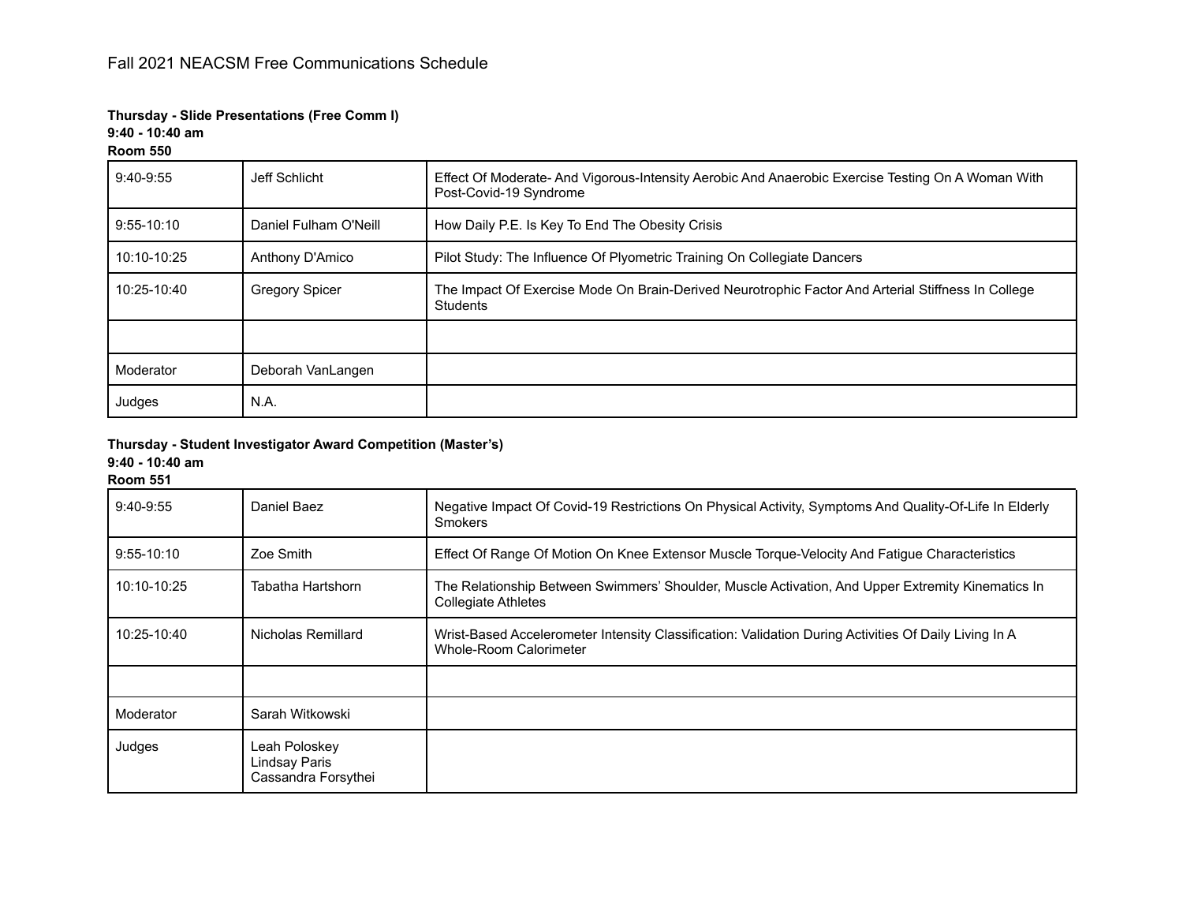# Fall 2021 NEACSM Free Communications Schedule

**Thursday - Slide Presentations (Free Comm I)**
**9:40 - 10:40 am**
**Room 550**

| | | |
|---|---|---|
| 9:40-9:55 | Jeff Schlicht | Effect Of Moderate- And Vigorous-Intensity Aerobic And Anaerobic Exercise Testing On A Woman With Post-Covid-19 Syndrome |
| 9:55-10:10 | Daniel Fulham O'Neill | How Daily P.E. Is Key To End The Obesity Crisis |
| 10:10-10:25 | Anthony D'Amico | Pilot Study: The Influence Of Plyometric Training On Collegiate Dancers |
| 10:25-10:40 | Gregory Spicer | The Impact Of Exercise Mode On Brain-Derived Neurotrophic Factor And Arterial Stiffness In College Students |
| | | |
| Moderator | Deborah VanLangen | |
| Judges | N.A. | |

**Thursday - Student Investigator Award Competition (Master's)**
**9:40 - 10:40 am**
**Room 551**

| | | |
|---|---|---|
| 9:40-9:55 | Daniel Baez | Negative Impact Of Covid-19 Restrictions On Physical Activity, Symptoms And Quality-Of-Life In Elderly Smokers |
| 9:55-10:10 | Zoe Smith | Effect Of Range Of Motion On Knee Extensor Muscle Torque-Velocity And Fatigue Characteristics |
| 10:10-10:25 | Tabatha Hartshorn | The Relationship Between Swimmers' Shoulder, Muscle Activation, And Upper Extremity Kinematics In Collegiate Athletes |
| 10:25-10:40 | Nicholas Remillard | Wrist-Based Accelerometer Intensity Classification: Validation During Activities Of Daily Living In A Whole-Room Calorimeter |
| | | |
| Moderator | Sarah Witkowski | |
| Judges | Leah Poloskey<br>Lindsay Paris<br>Cassandra Forsythei | |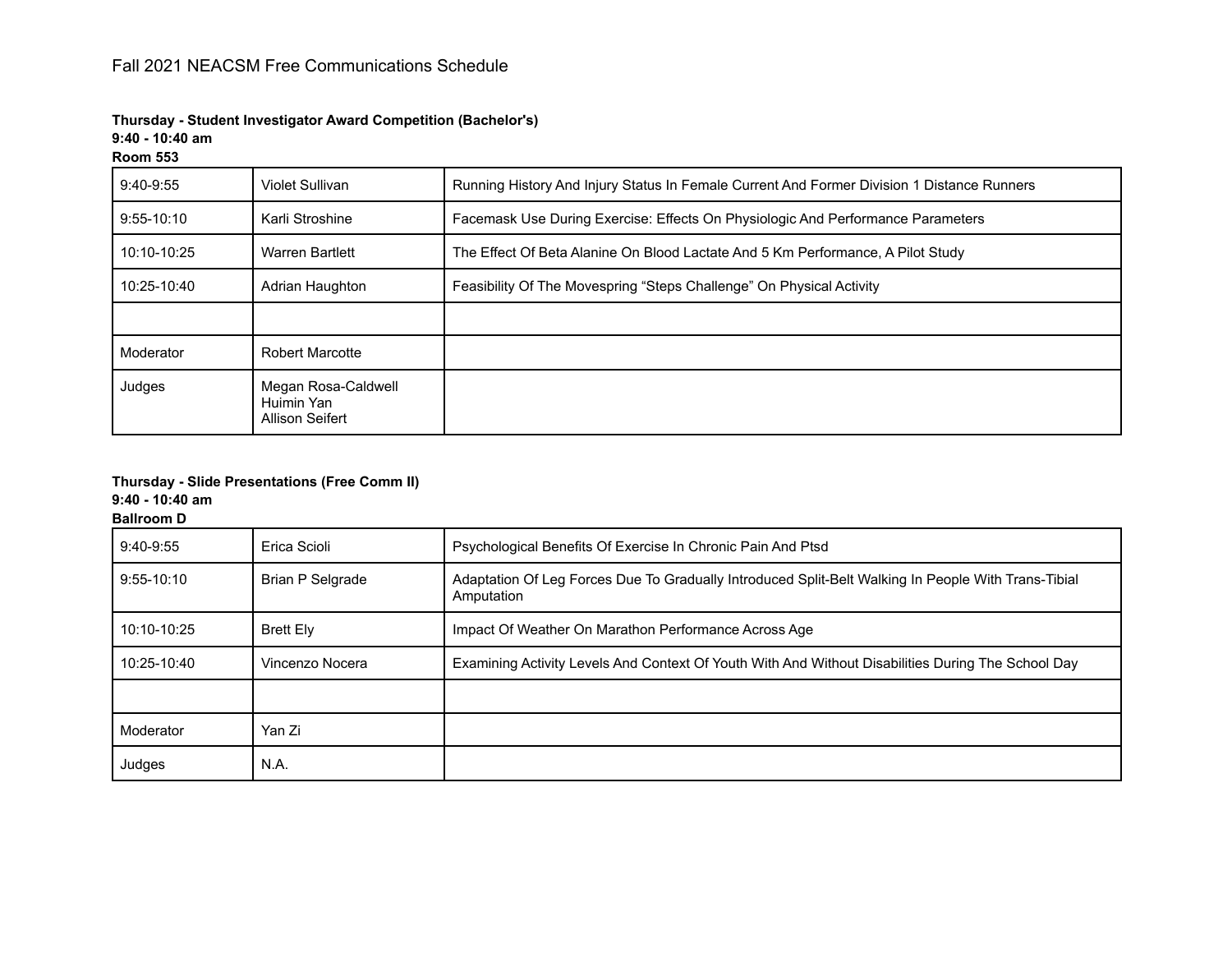Fall 2021 NEACSM Free Communications Schedule

**Thursday - Student Investigator Award Competition (Bachelor's)**
**9:40 - 10:40 am**
**Room 553**

| | | |
|---|---|---|
| 9:40-9:55 | Violet Sullivan | Running History And Injury Status In Female Current And Former Division 1 Distance Runners |
| 9:55-10:10 | Karli Stroshine | Facemask Use During Exercise: Effects On Physiologic And Performance Parameters |
| 10:10-10:25 | Warren Bartlett | The Effect Of Beta Alanine On Blood Lactate And 5 Km Performance, A Pilot Study |
| 10:25-10:40 | Adrian Haughton | Feasibility Of The Movespring "Steps Challenge" On Physical Activity |
| | | |
| Moderator | Robert Marcotte | |
| Judges | Megan Rosa-Caldwell<br>Huimin Yan<br>Allison Seifert | |

**Thursday - Slide Presentations (Free Comm II)**
**9:40 - 10:40 am**
**Ballroom D**

| | | |
|---|---|---|
| 9:40-9:55 | Erica Scioli | Psychological Benefits Of Exercise In Chronic Pain And Ptsd |
| 9:55-10:10 | Brian P Selgrade | Adaptation Of Leg Forces Due To Gradually Introduced Split-Belt Walking In People With Trans-Tibial Amputation |
| 10:10-10:25 | Brett Ely | Impact Of Weather On Marathon Performance Across Age |
| 10:25-10:40 | Vincenzo Nocera | Examining Activity Levels And Context Of Youth With And Without Disabilities During The School Day |
| | | |
| Moderator | Yan Zi | |
| Judges | N.A. | |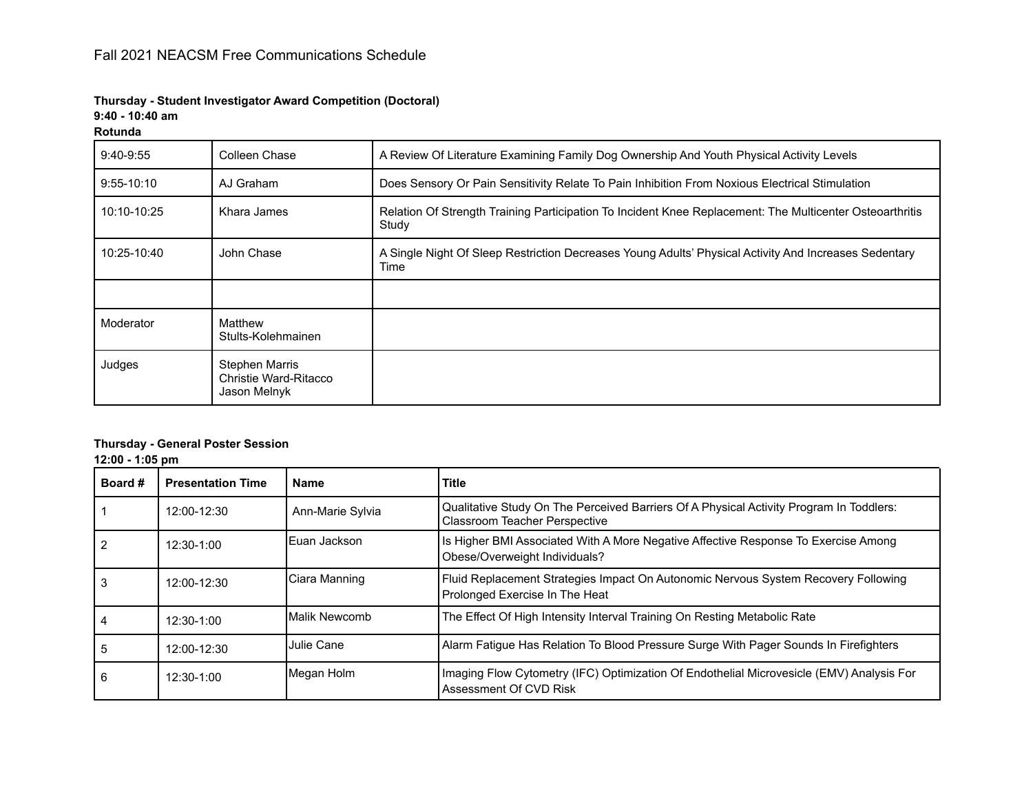Fall 2021 NEACSM Free Communications Schedule

**Thursday - Student Investigator Award Competition (Doctoral)**
**9:40 - 10:40 am**
**Rotunda**

| | | |
|---|---|---|
| 9:40-9:55 | Colleen Chase | A Review Of Literature Examining Family Dog Ownership And Youth Physical Activity Levels |
| 9:55-10:10 | AJ Graham | Does Sensory Or Pain Sensitivity Relate To Pain Inhibition From Noxious Electrical Stimulation |
| 10:10-10:25 | Khara James | Relation Of Strength Training Participation To Incident Knee Replacement: The Multicenter Osteoarthritis Study |
| 10:25-10:40 | John Chase | A Single Night Of Sleep Restriction Decreases Young Adults' Physical Activity And Increases Sedentary Time |
| | | |
| Moderator | Matthew Stults-Kolehmainen | |
| Judges | Stephen Marris<br>Christie Ward-Ritacco<br>Jason Melnyk | |

**Thursday - General Poster Session**
**12:00 - 1:05 pm**

| Board # | Presentation Time | Name | Title |
|---|---|---|---|
| 1 | 12:00-12:30 | Ann-Marie Sylvia | Qualitative Study On The Perceived Barriers Of A Physical Activity Program In Toddlers: Classroom Teacher Perspective |
| 2 | 12:30-1:00 | Euan Jackson | Is Higher BMI Associated With A More Negative Affective Response To Exercise Among Obese/Overweight Individuals? |
| 3 | 12:00-12:30 | Ciara Manning | Fluid Replacement Strategies Impact On Autonomic Nervous System Recovery Following Prolonged Exercise In The Heat |
| 4 | 12:30-1:00 | Malik Newcomb | The Effect Of High Intensity Interval Training On Resting Metabolic Rate |
| 5 | 12:00-12:30 | Julie Cane | Alarm Fatigue Has Relation To Blood Pressure Surge With Pager Sounds In Firefighters |
| 6 | 12:30-1:00 | Megan Holm | Imaging Flow Cytometry (IFC) Optimization Of Endothelial Microvesicle (EMV) Analysis For Assessment Of CVD Risk |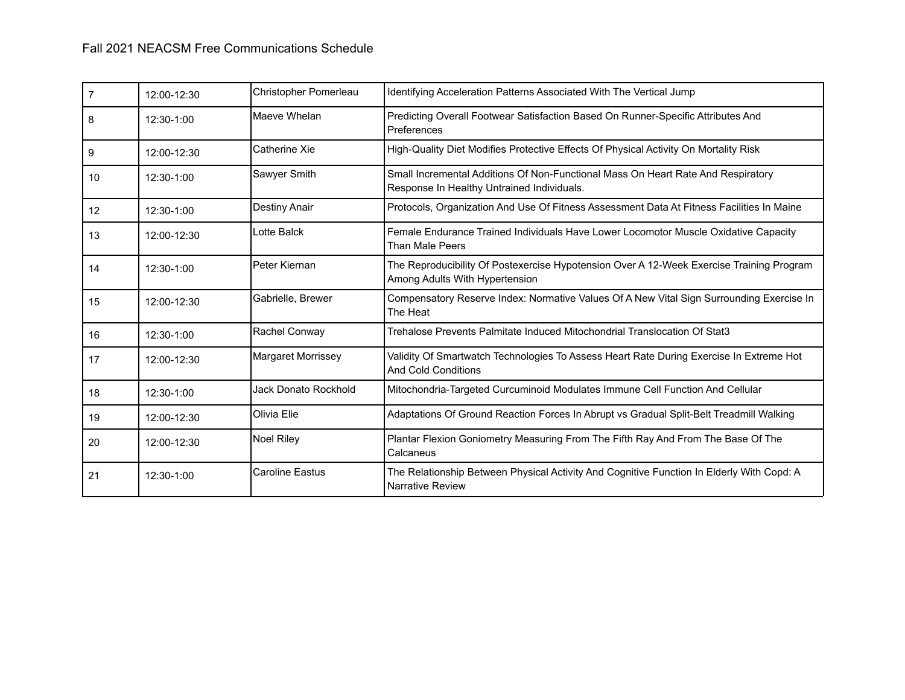Fall 2021 NEACSM Free Communications Schedule

| | | | |
|---|---|---|---|
| 7 | 12:00-12:30 | Christopher Pomerleau | Identifying Acceleration Patterns Associated With The Vertical Jump |
| 8 | 12:30-1:00 | Maeve Whelan | Predicting Overall Footwear Satisfaction Based On Runner-Specific Attributes And Preferences |
| 9 | 12:00-12:30 | Catherine Xie | High-Quality Diet Modifies Protective Effects Of Physical Activity On Mortality Risk |
| 10 | 12:30-1:00 | Sawyer Smith | Small Incremental Additions Of Non-Functional Mass On Heart Rate And Respiratory Response In Healthy Untrained Individuals. |
| 12 | 12:30-1:00 | Destiny Anair | Protocols, Organization And Use Of Fitness Assessment Data At Fitness Facilities In Maine |
| 13 | 12:00-12:30 | Lotte Balck | Female Endurance Trained Individuals Have Lower Locomotor Muscle Oxidative Capacity Than Male Peers |
| 14 | 12:30-1:00 | Peter Kiernan | The Reproducibility Of Postexercise Hypotension Over A 12-Week Exercise Training Program Among Adults With Hypertension |
| 15 | 12:00-12:30 | Gabrielle, Brewer | Compensatory Reserve Index: Normative Values Of A New Vital Sign Surrounding Exercise In The Heat |
| 16 | 12:30-1:00 | Rachel Conway | Trehalose Prevents Palmitate Induced Mitochondrial Translocation Of Stat3 |
| 17 | 12:00-12:30 | Margaret Morrissey | Validity Of Smartwatch Technologies To Assess Heart Rate During Exercise In Extreme Hot And Cold Conditions |
| 18 | 12:30-1:00 | Jack Donato Rockhold | Mitochondria-Targeted Curcuminoid Modulates Immune Cell Function And Cellular |
| 19 | 12:00-12:30 | Olivia Elie | Adaptations Of Ground Reaction Forces In Abrupt vs Gradual Split-Belt Treadmill Walking |
| 20 | 12:00-12:30 | Noel Riley | Plantar Flexion Goniometry Measuring From The Fifth Ray And From The Base Of The Calcaneus |
| 21 | 12:30-1:00 | Caroline Eastus | The Relationship Between Physical Activity And Cognitive Function In Elderly With Copd: A Narrative Review |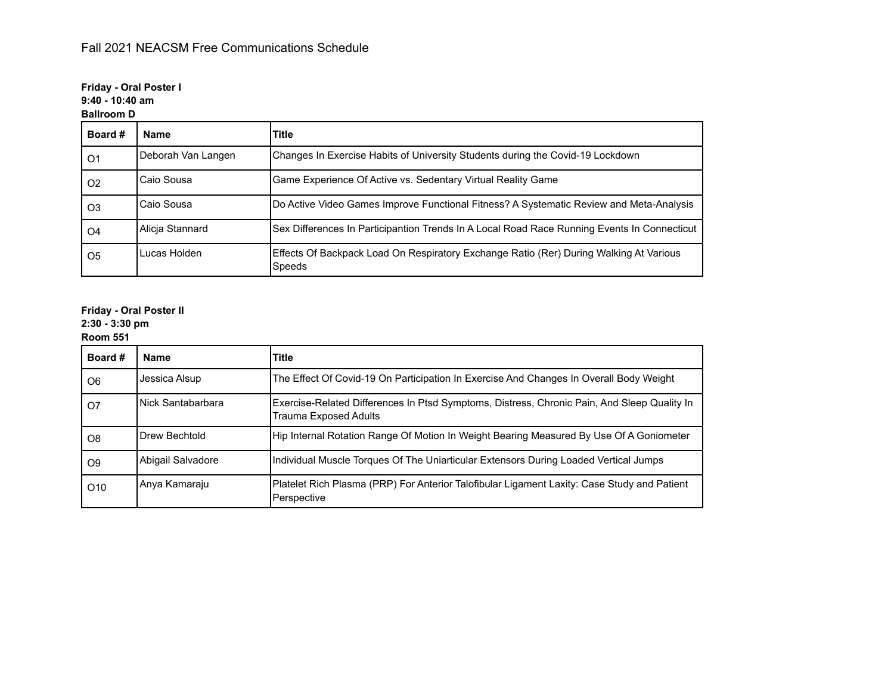Fall 2021 NEACSM Free Communications Schedule

**Friday - Oral Poster I**
**9:40 - 10:40 am**
**Ballroom D**

| Board # | Name | Title |
|---|---|---|
| O1 | Deborah Van Langen | Changes In Exercise Habits of University Students during the Covid-19 Lockdown |
| O2 | Caio Sousa | Game Experience Of Active vs. Sedentary Virtual Reality Game |
| O3 | Caio Sousa | Do Active Video Games Improve Functional Fitness? A Systematic Review and Meta-Analysis |
| O4 | Alicja Stannard | Sex Differences In Participantion Trends In A Local Road Race Running Events In Connecticut |
| O5 | Lucas Holden | Effects Of Backpack Load On Respiratory Exchange Ratio (Rer) During Walking At Various Speeds |

**Friday - Oral Poster II**
**2:30 - 3:30 pm**
**Room 551**

| Board # | Name | Title |
|---|---|---|
| O6 | Jessica Alsup | The Effect Of Covid-19 On Participation In Exercise And Changes In Overall Body Weight |
| O7 | Nick Santabarbara | Exercise-Related Differences In Ptsd Symptoms, Distress, Chronic Pain, And Sleep Quality In Trauma Exposed Adults |
| O8 | Drew Bechtold | Hip Internal Rotation Range Of Motion In Weight Bearing Measured By Use Of A Goniometer |
| O9 | Abigail Salvadore | Individual Muscle Torques Of The Uniarticular Extensors During Loaded Vertical Jumps |
| O10 | Anya Kamaraju | Platelet Rich Plasma (PRP) For Anterior Talofibular Ligament Laxity: Case Study and Patient Perspective |